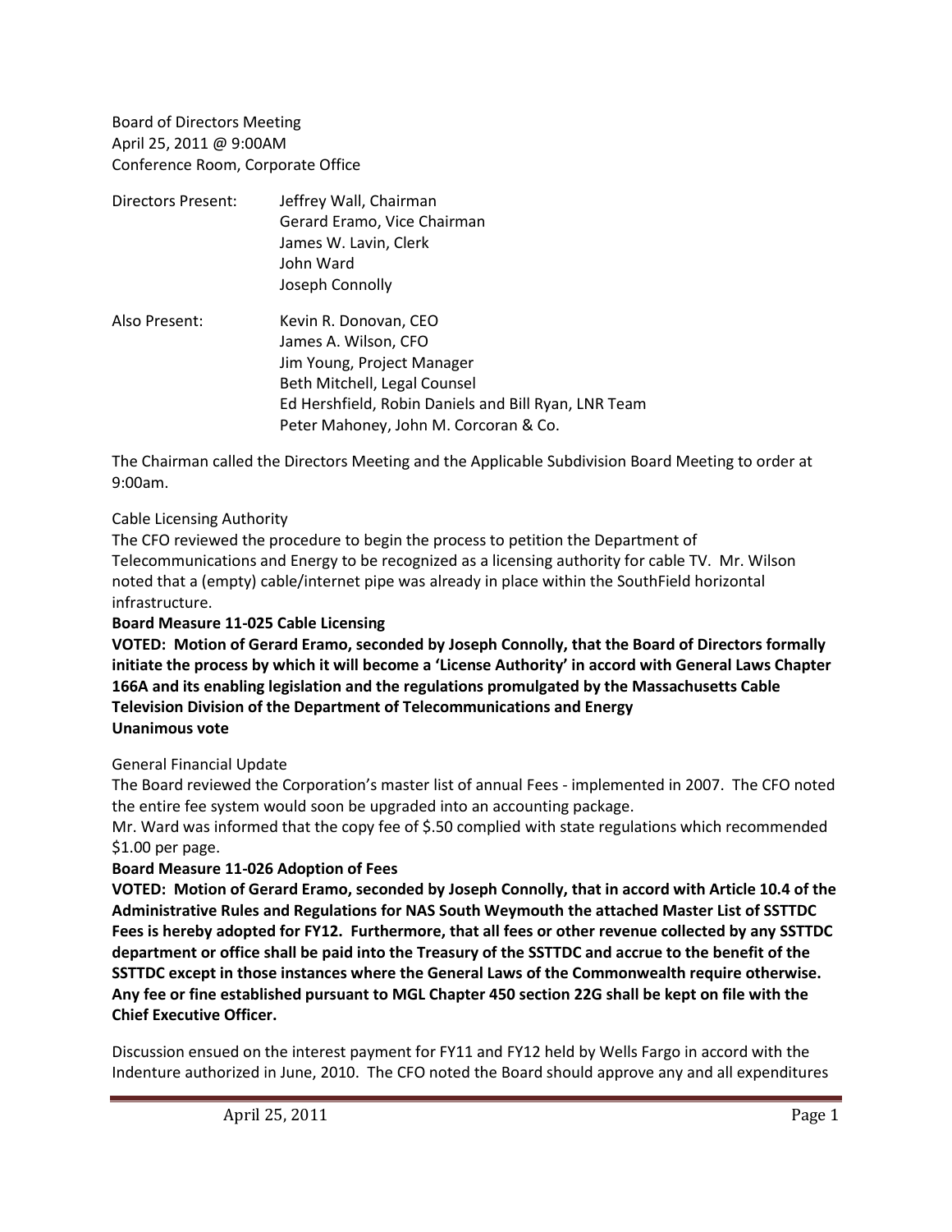Board of Directors Meeting
April 25, 2011 @ 9:00AM
Conference Room, Corporate Office

Directors Present: Jeffrey Wall, Chairman
Gerard Eramo, Vice Chairman
James W. Lavin, Clerk
John Ward
Joseph Connolly

Also Present: Kevin R. Donovan, CEO
James A. Wilson, CFO
Jim Young, Project Manager
Beth Mitchell, Legal Counsel
Ed Hershfield, Robin Daniels and Bill Ryan, LNR Team
Peter Mahoney, John M. Corcoran & Co.

The Chairman called the Directors Meeting and the Applicable Subdivision Board Meeting to order at 9:00am.

Cable Licensing Authority

The CFO reviewed the procedure to begin the process to petition the Department of Telecommunications and Energy to be recognized as a licensing authority for cable TV. Mr. Wilson noted that a (empty) cable/internet pipe was already in place within the SouthField horizontal infrastructure.

**Board Measure 11-025 Cable Licensing**

**VOTED: Motion of Gerard Eramo, seconded by Joseph Connolly, that the Board of Directors formally initiate the process by which it will become a 'License Authority' in accord with General Laws Chapter 166A and its enabling legislation and the regulations promulgated by the Massachusetts Cable Television Division of the Department of Telecommunications and Energy**
**Unanimous vote**

General Financial Update

The Board reviewed the Corporation's master list of annual Fees - implemented in 2007. The CFO noted the entire fee system would soon be upgraded into an accounting package.

Mr. Ward was informed that the copy fee of $.50 complied with state regulations which recommended $1.00 per page.

**Board Measure 11-026 Adoption of Fees**

**VOTED: Motion of Gerard Eramo, seconded by Joseph Connolly, that in accord with Article 10.4 of the Administrative Rules and Regulations for NAS South Weymouth the attached Master List of SSTTDC Fees is hereby adopted for FY12. Furthermore, that all fees or other revenue collected by any SSTTDC department or office shall be paid into the Treasury of the SSTTDC and accrue to the benefit of the SSTTDC except in those instances where the General Laws of the Commonwealth require otherwise. Any fee or fine established pursuant to MGL Chapter 450 section 22G shall be kept on file with the Chief Executive Officer.**

Discussion ensued on the interest payment for FY11 and FY12 held by Wells Fargo in accord with the Indenture authorized in June, 2010. The CFO noted the Board should approve any and all expenditures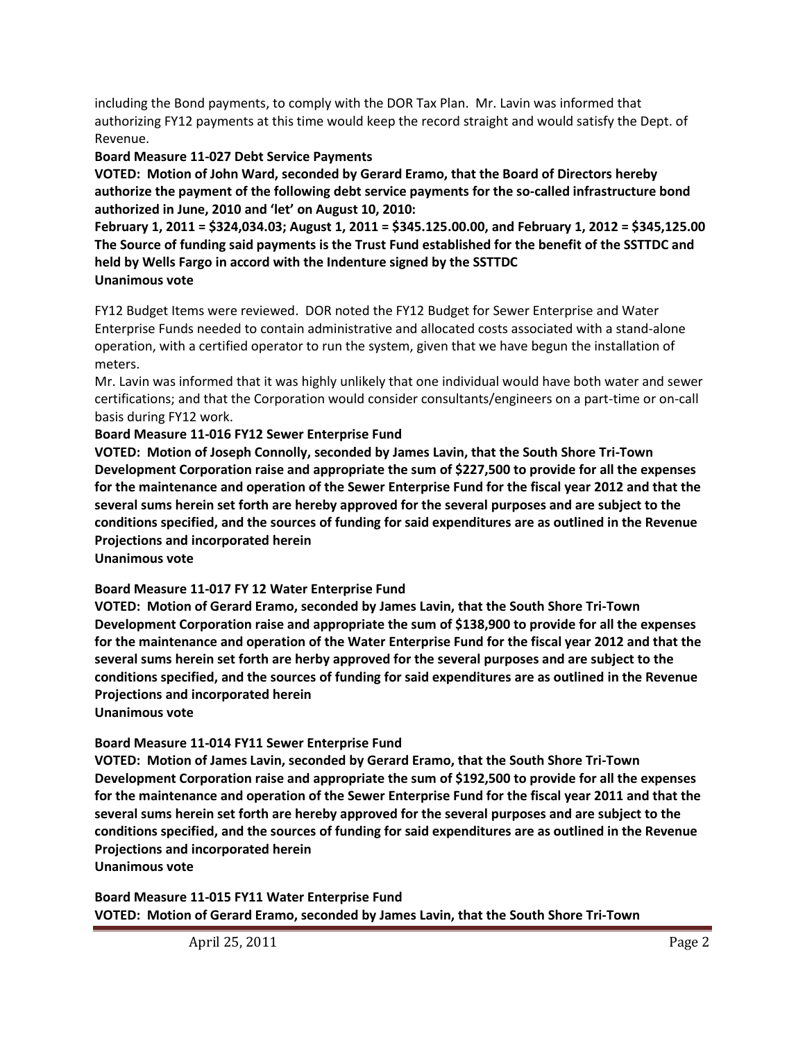including the Bond payments, to comply with the DOR Tax Plan. Mr. Lavin was informed that authorizing FY12 payments at this time would keep the record straight and would satisfy the Dept. of Revenue.

**Board Measure 11-027 Debt Service Payments**

**VOTED: Motion of John Ward, seconded by Gerard Eramo, that the Board of Directors hereby authorize the payment of the following debt service payments for the so-called infrastructure bond authorized in June, 2010 and 'let' on August 10, 2010:**

**February 1, 2011 = $324,034.03; August 1, 2011 = $345.125.00.00, and February 1, 2012 = $345,125.00 The Source of funding said payments is the Trust Fund established for the benefit of the SSTTDC and held by Wells Fargo in accord with the Indenture signed by the SSTTDC**

**Unanimous vote**

FY12 Budget Items were reviewed. DOR noted the FY12 Budget for Sewer Enterprise and Water Enterprise Funds needed to contain administrative and allocated costs associated with a stand-alone operation, with a certified operator to run the system, given that we have begun the installation of meters.

Mr. Lavin was informed that it was highly unlikely that one individual would have both water and sewer certifications; and that the Corporation would consider consultants/engineers on a part-time or on-call basis during FY12 work.

**Board Measure 11-016 FY12 Sewer Enterprise Fund**

**VOTED: Motion of Joseph Connolly, seconded by James Lavin, that the South Shore Tri-Town Development Corporation raise and appropriate the sum of $227,500 to provide for all the expenses for the maintenance and operation of the Sewer Enterprise Fund for the fiscal year 2012 and that the several sums herein set forth are hereby approved for the several purposes and are subject to the conditions specified, and the sources of funding for said expenditures are as outlined in the Revenue Projections and incorporated herein**

**Unanimous vote**

**Board Measure 11-017 FY 12 Water Enterprise Fund**

**VOTED: Motion of Gerard Eramo, seconded by James Lavin, that the South Shore Tri-Town Development Corporation raise and appropriate the sum of $138,900 to provide for all the expenses for the maintenance and operation of the Water Enterprise Fund for the fiscal year 2012 and that the several sums herein set forth are herby approved for the several purposes and are subject to the conditions specified, and the sources of funding for said expenditures are as outlined in the Revenue Projections and incorporated herein**

**Unanimous vote**

**Board Measure 11-014 FY11 Sewer Enterprise Fund**

**VOTED: Motion of James Lavin, seconded by Gerard Eramo, that the South Shore Tri-Town Development Corporation raise and appropriate the sum of $192,500 to provide for all the expenses for the maintenance and operation of the Sewer Enterprise Fund for the fiscal year 2011 and that the several sums herein set forth are hereby approved for the several purposes and are subject to the conditions specified, and the sources of funding for said expenditures are as outlined in the Revenue Projections and incorporated herein**

**Unanimous vote**

**Board Measure 11-015 FY11 Water Enterprise Fund**

**VOTED: Motion of Gerard Eramo, seconded by James Lavin, that the South Shore Tri-Town**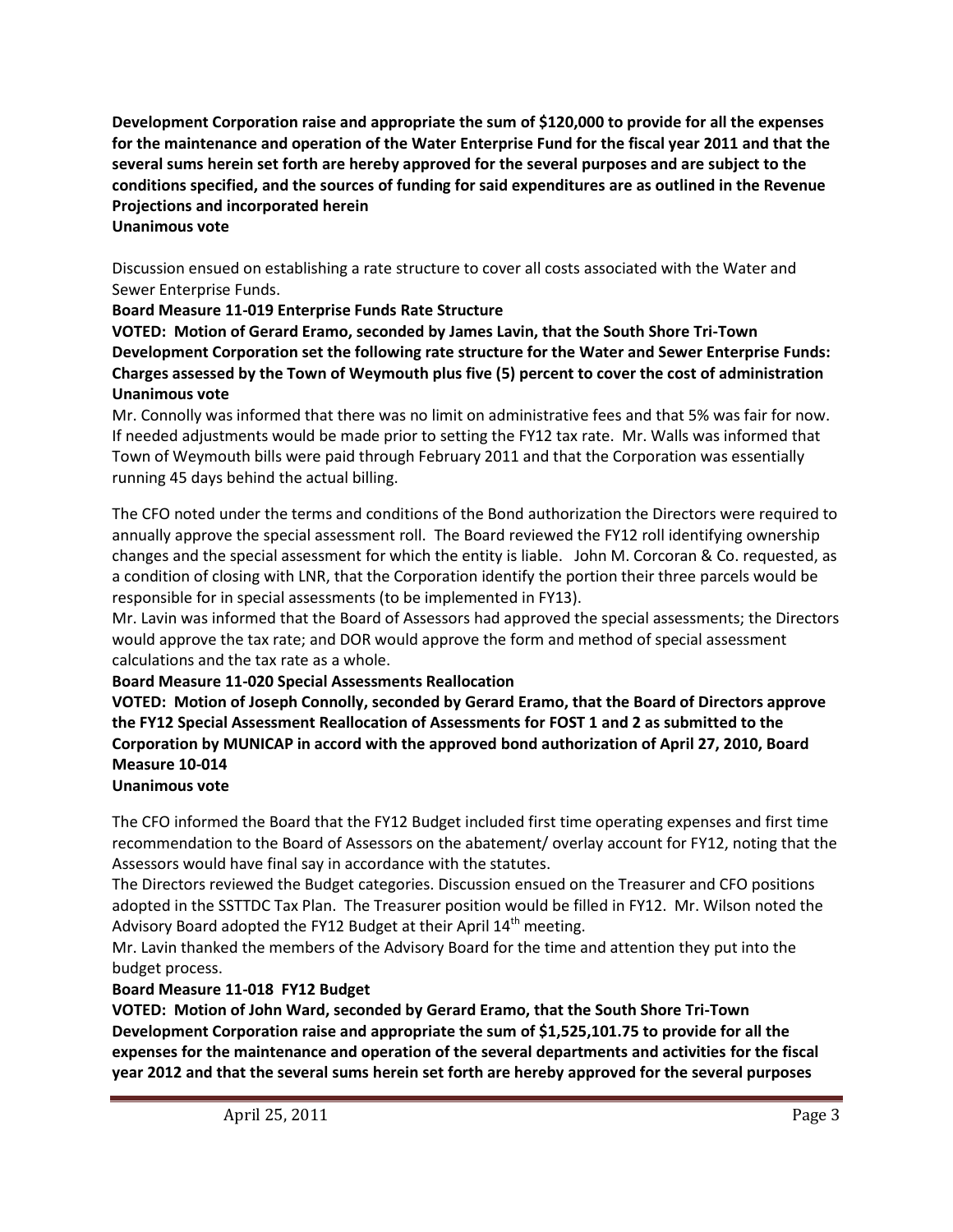**Development Corporation raise and appropriate the sum of $120,000 to provide for all the expenses for the maintenance and operation of the Water Enterprise Fund for the fiscal year 2011 and that the several sums herein set forth are hereby approved for the several purposes and are subject to the conditions specified, and the sources of funding for said expenditures are as outlined in the Revenue Projections and incorporated herein**
**Unanimous vote**

Discussion ensued on establishing a rate structure to cover all costs associated with the Water and Sewer Enterprise Funds.

**Board Measure 11-019 Enterprise Funds Rate Structure**

**VOTED: Motion of Gerard Eramo, seconded by James Lavin, that the South Shore Tri-Town Development Corporation set the following rate structure for the Water and Sewer Enterprise Funds: Charges assessed by the Town of Weymouth plus five (5) percent to cover the cost of administration**
**Unanimous vote**

Mr. Connolly was informed that there was no limit on administrative fees and that 5% was fair for now. If needed adjustments would be made prior to setting the FY12 tax rate. Mr. Walls was informed that Town of Weymouth bills were paid through February 2011 and that the Corporation was essentially running 45 days behind the actual billing.

The CFO noted under the terms and conditions of the Bond authorization the Directors were required to annually approve the special assessment roll. The Board reviewed the FY12 roll identifying ownership changes and the special assessment for which the entity is liable. John M. Corcoran & Co. requested, as a condition of closing with LNR, that the Corporation identify the portion their three parcels would be responsible for in special assessments (to be implemented in FY13).

Mr. Lavin was informed that the Board of Assessors had approved the special assessments; the Directors would approve the tax rate; and DOR would approve the form and method of special assessment calculations and the tax rate as a whole.

**Board Measure 11-020 Special Assessments Reallocation**

**VOTED: Motion of Joseph Connolly, seconded by Gerard Eramo, that the Board of Directors approve the FY12 Special Assessment Reallocation of Assessments for FOST 1 and 2 as submitted to the Corporation by MUNICAP in accord with the approved bond authorization of April 27, 2010, Board Measure 10-014**
**Unanimous vote**

The CFO informed the Board that the FY12 Budget included first time operating expenses and first time recommendation to the Board of Assessors on the abatement/ overlay account for FY12, noting that the Assessors would have final say in accordance with the statutes.

The Directors reviewed the Budget categories. Discussion ensued on the Treasurer and CFO positions adopted in the SSTTDC Tax Plan. The Treasurer position would be filled in FY12. Mr. Wilson noted the Advisory Board adopted the FY12 Budget at their April 14th meeting.

Mr. Lavin thanked the members of the Advisory Board for the time and attention they put into the budget process.

**Board Measure 11-018 FY12 Budget**

**VOTED: Motion of John Ward, seconded by Gerard Eramo, that the South Shore Tri-Town Development Corporation raise and appropriate the sum of $1,525,101.75 to provide for all the expenses for the maintenance and operation of the several departments and activities for the fiscal year 2012 and that the several sums herein set forth are hereby approved for the several purposes**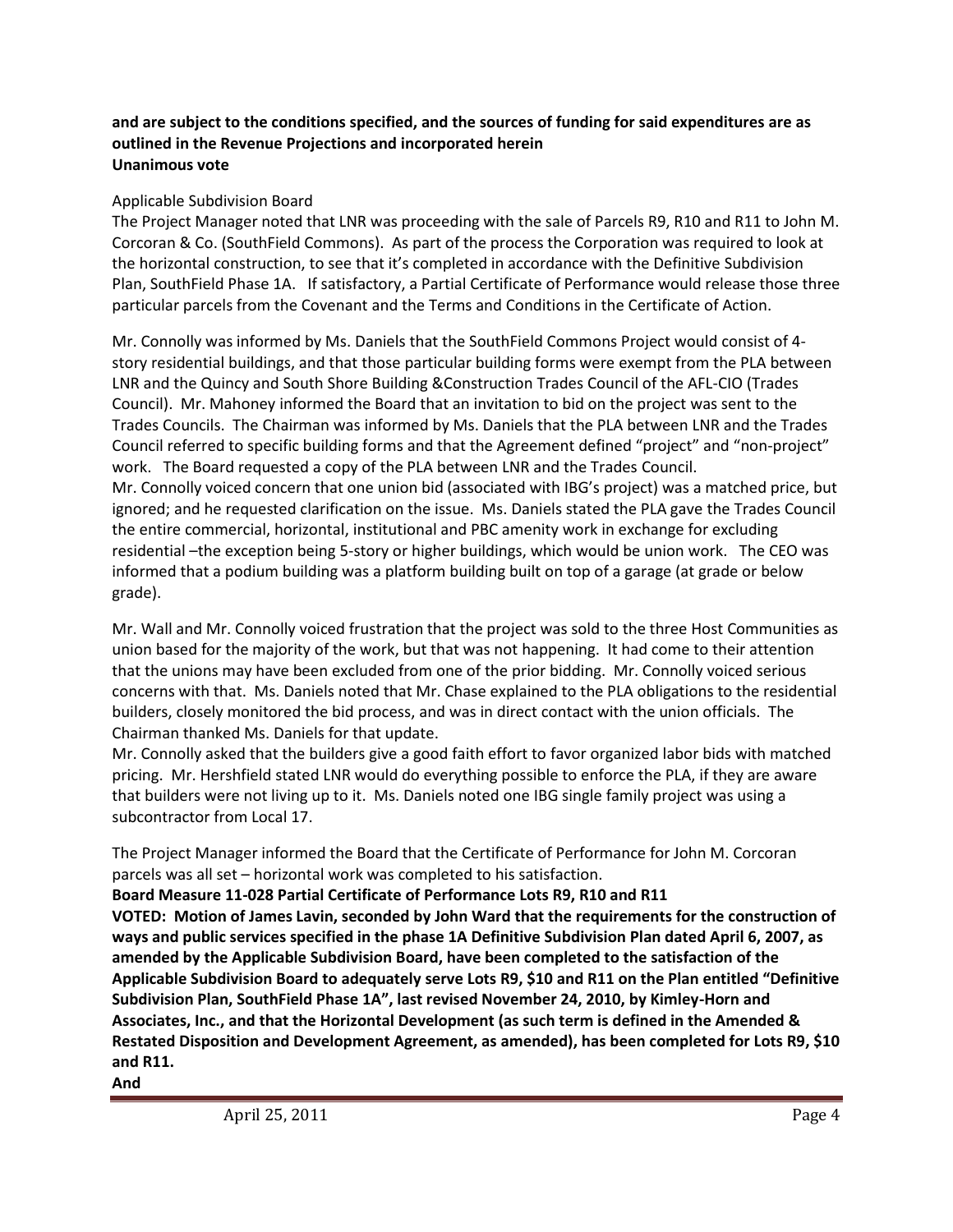**and are subject to the conditions specified, and the sources of funding for said expenditures are as outlined in the Revenue Projections and incorporated herein**
**Unanimous vote**

Applicable Subdivision Board

The Project Manager noted that LNR was proceeding with the sale of Parcels R9, R10 and R11 to John M. Corcoran & Co. (SouthField Commons). As part of the process the Corporation was required to look at the horizontal construction, to see that it's completed in accordance with the Definitive Subdivision Plan, SouthField Phase 1A. If satisfactory, a Partial Certificate of Performance would release those three particular parcels from the Covenant and the Terms and Conditions in the Certificate of Action.

Mr. Connolly was informed by Ms. Daniels that the SouthField Commons Project would consist of 4-story residential buildings, and that those particular building forms were exempt from the PLA between LNR and the Quincy and South Shore Building &Construction Trades Council of the AFL-CIO (Trades Council). Mr. Mahoney informed the Board that an invitation to bid on the project was sent to the Trades Councils. The Chairman was informed by Ms. Daniels that the PLA between LNR and the Trades Council referred to specific building forms and that the Agreement defined "project" and "non-project" work. The Board requested a copy of the PLA between LNR and the Trades Council.

Mr. Connolly voiced concern that one union bid (associated with IBG's project) was a matched price, but ignored; and he requested clarification on the issue. Ms. Daniels stated the PLA gave the Trades Council the entire commercial, horizontal, institutional and PBC amenity work in exchange for excluding residential –the exception being 5-story or higher buildings, which would be union work. The CEO was informed that a podium building was a platform building built on top of a garage (at grade or below grade).

Mr. Wall and Mr. Connolly voiced frustration that the project was sold to the three Host Communities as union based for the majority of the work, but that was not happening. It had come to their attention that the unions may have been excluded from one of the prior bidding. Mr. Connolly voiced serious concerns with that. Ms. Daniels noted that Mr. Chase explained to the PLA obligations to the residential builders, closely monitored the bid process, and was in direct contact with the union officials. The Chairman thanked Ms. Daniels for that update.

Mr. Connolly asked that the builders give a good faith effort to favor organized labor bids with matched pricing. Mr. Hershfield stated LNR would do everything possible to enforce the PLA, if they are aware that builders were not living up to it. Ms. Daniels noted one IBG single family project was using a subcontractor from Local 17.

The Project Manager informed the Board that the Certificate of Performance for John M. Corcoran parcels was all set – horizontal work was completed to his satisfaction.

**Board Measure 11-028 Partial Certificate of Performance Lots R9, R10 and R11**

**VOTED: Motion of James Lavin, seconded by John Ward that the requirements for the construction of ways and public services specified in the phase 1A Definitive Subdivision Plan dated April 6, 2007, as amended by the Applicable Subdivision Board, have been completed to the satisfaction of the Applicable Subdivision Board to adequately serve Lots R9, $10 and R11 on the Plan entitled "Definitive Subdivision Plan, SouthField Phase 1A", last revised November 24, 2010, by Kimley-Horn and Associates, Inc., and that the Horizontal Development (as such term is defined in the Amended & Restated Disposition and Development Agreement, as amended), has been completed for Lots R9, $10 and R11.**

**And**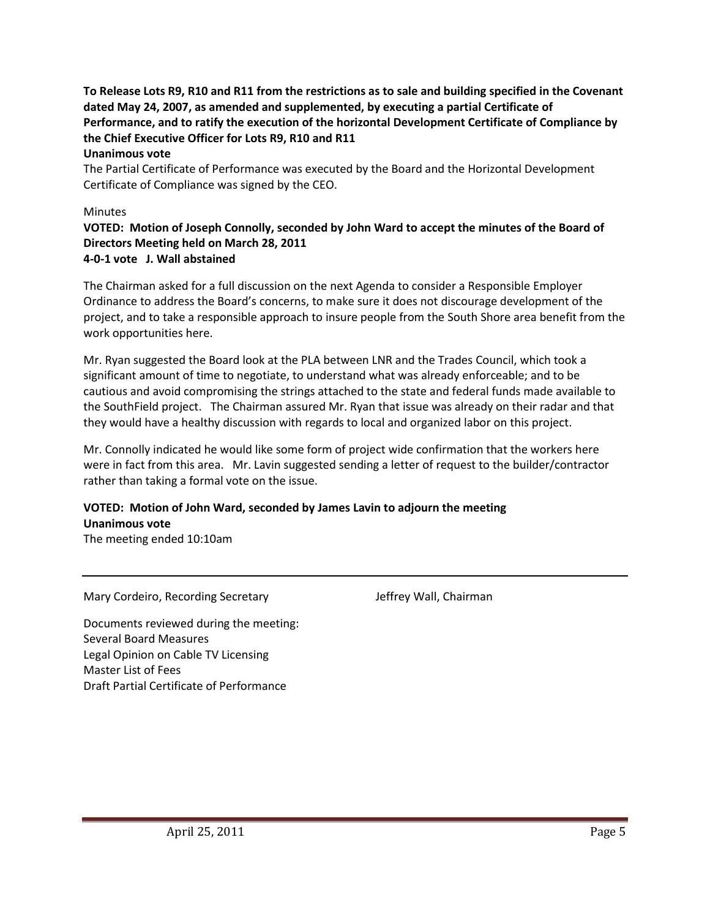**To Release Lots R9, R10 and R11 from the restrictions as to sale and building specified in the Covenant dated May 24, 2007, as amended and supplemented, by executing a partial Certificate of Performance, and to ratify the execution of the horizontal Development Certificate of Compliance by the Chief Executive Officer for Lots R9, R10 and R11**
**Unanimous vote**
The Partial Certificate of Performance was executed by the Board and the Horizontal Development Certificate of Compliance was signed by the CEO.

Minutes
**VOTED: Motion of Joseph Connolly, seconded by John Ward to accept the minutes of the Board of Directors Meeting held on March 28, 2011**
**4-0-1 vote J. Wall abstained**

The Chairman asked for a full discussion on the next Agenda to consider a Responsible Employer Ordinance to address the Board's concerns, to make sure it does not discourage development of the project, and to take a responsible approach to insure people from the South Shore area benefit from the work opportunities here.

Mr. Ryan suggested the Board look at the PLA between LNR and the Trades Council, which took a significant amount of time to negotiate, to understand what was already enforceable; and to be cautious and avoid compromising the strings attached to the state and federal funds made available to the SouthField project. The Chairman assured Mr. Ryan that issue was already on their radar and that they would have a healthy discussion with regards to local and organized labor on this project.

Mr. Connolly indicated he would like some form of project wide confirmation that the workers here were in fact from this area. Mr. Lavin suggested sending a letter of request to the builder/contractor rather than taking a formal vote on the issue.

**VOTED: Motion of John Ward, seconded by James Lavin to adjourn the meeting**
**Unanimous vote**
The meeting ended 10:10am

---

Mary Cordeiro, Recording Secretary    Jeffrey Wall, Chairman

Documents reviewed during the meeting:
Several Board Measures
Legal Opinion on Cable TV Licensing
Master List of Fees
Draft Partial Certificate of Performance